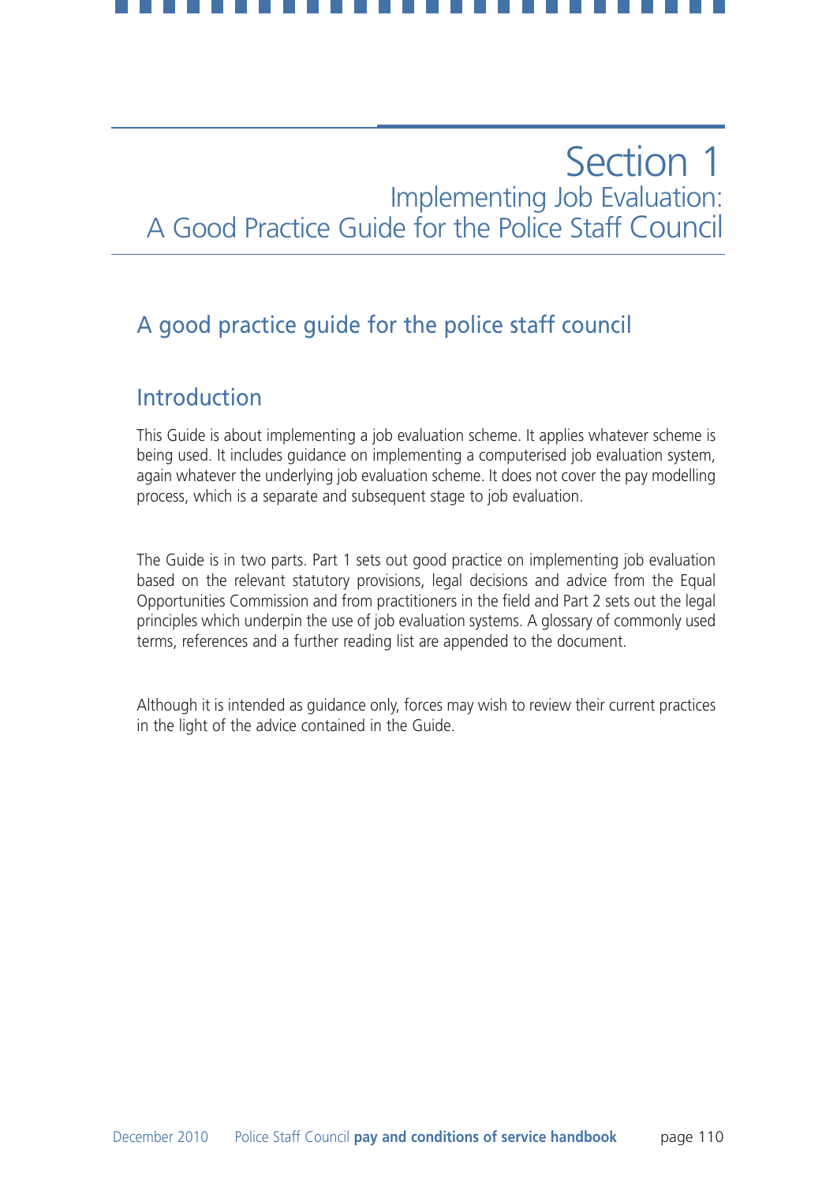# Section 1
## Implementing Job Evaluation: A Good Practice Guide for the Police Staff Council

## A good practice guide for the police staff council

### Introduction

This Guide is about implementing a job evaluation scheme. It applies whatever scheme is being used. It includes guidance on implementing a computerised job evaluation system, again whatever the underlying job evaluation scheme. It does not cover the pay modelling process, which is a separate and subsequent stage to job evaluation.

The Guide is in two parts. Part 1 sets out good practice on implementing job evaluation based on the relevant statutory provisions, legal decisions and advice from the Equal Opportunities Commission and from practitioners in the field and Part 2 sets out the legal principles which underpin the use of job evaluation systems. A glossary of commonly used terms, references and a further reading list are appended to the document.

Although it is intended as guidance only, forces may wish to review their current practices in the light of the advice contained in the Guide.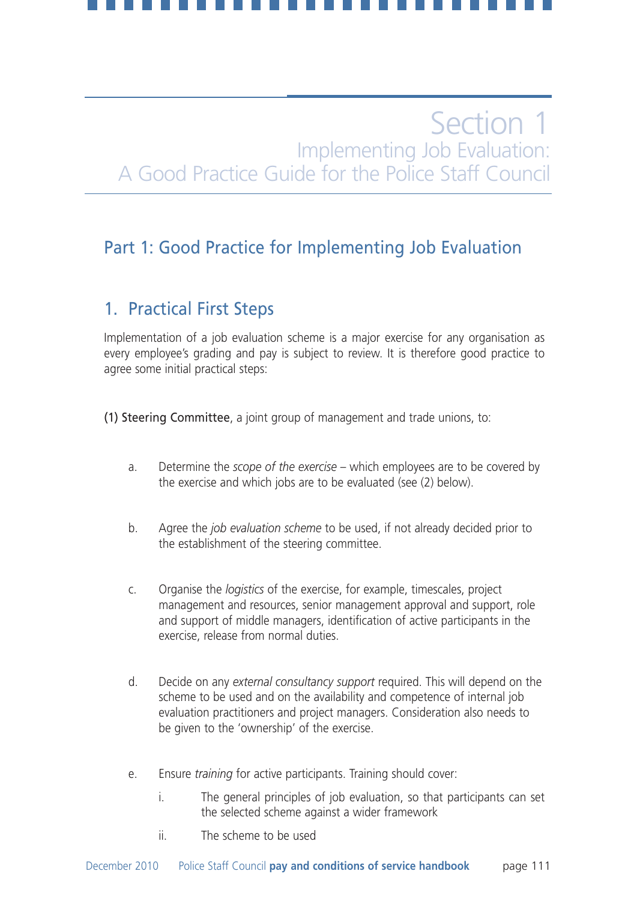# Section 1
## Implementing Job Evaluation: A Good Practice Guide for the Police Staff Council

## Part 1: Good Practice for Implementing Job Evaluation

### 1. Practical First Steps

Implementation of a job evaluation scheme is a major exercise for any organisation as every employee's grading and pay is subject to review. It is therefore good practice to agree some initial practical steps:

(1) Steering Committee, a joint group of management and trade unions, to:

a. Determine the *scope of the exercise* – which employees are to be covered by the exercise and which jobs are to be evaluated (see (2) below).

b. Agree the *job evaluation scheme* to be used, if not already decided prior to the establishment of the steering committee.

c. Organise the *logistics* of the exercise, for example, timescales, project management and resources, senior management approval and support, role and support of middle managers, identification of active participants in the exercise, release from normal duties.

d. Decide on any *external consultancy support* required. This will depend on the scheme to be used and on the availability and competence of internal job evaluation practitioners and project managers. Consideration also needs to be given to the 'ownership' of the exercise.

e. Ensure *training* for active participants. Training should cover:

   i. The general principles of job evaluation, so that participants can set the selected scheme against a wider framework

   ii. The scheme to be used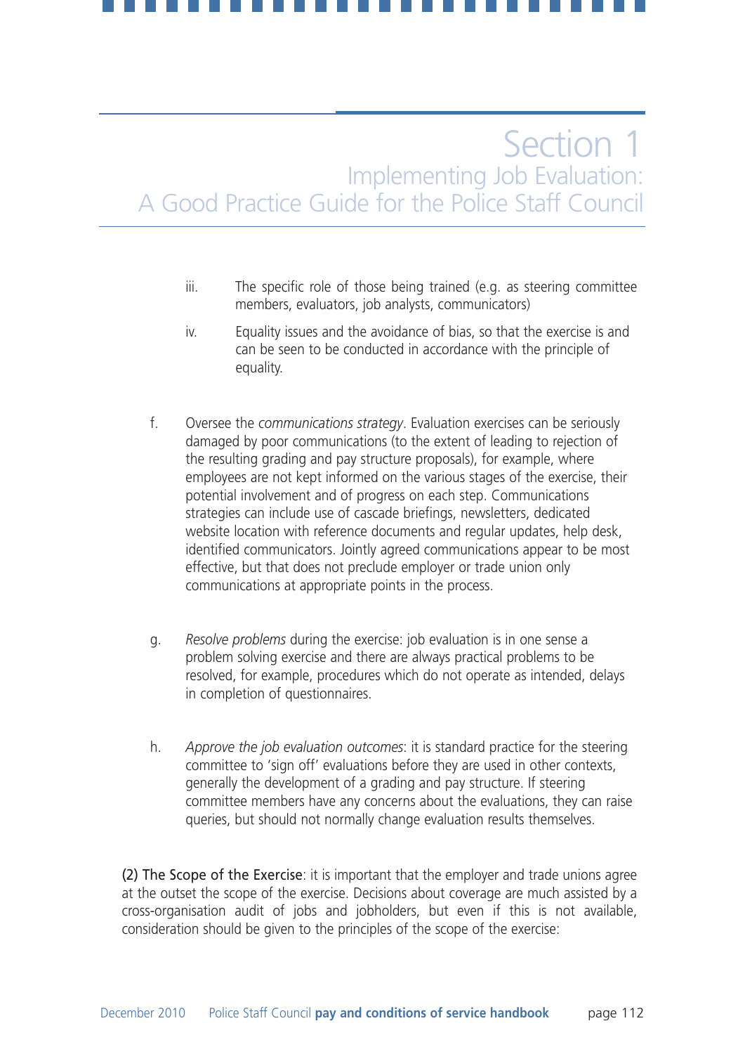iii. The specific role of those being trained (e.g. as steering committee members, evaluators, job analysts, communicators)

iv. Equality issues and the avoidance of bias, so that the exercise is and can be seen to be conducted in accordance with the principle of equality.

f. Oversee the *communications strategy*. Evaluation exercises can be seriously damaged by poor communications (to the extent of leading to rejection of the resulting grading and pay structure proposals), for example, where employees are not kept informed on the various stages of the exercise, their potential involvement and of progress on each step. Communications strategies can include use of cascade briefings, newsletters, dedicated website location with reference documents and regular updates, help desk, identified communicators. Jointly agreed communications appear to be most effective, but that does not preclude employer or trade union only communications at appropriate points in the process.

g. *Resolve problems* during the exercise: job evaluation is in one sense a problem solving exercise and there are always practical problems to be resolved, for example, procedures which do not operate as intended, delays in completion of questionnaires.

h. *Approve the job evaluation outcomes*: it is standard practice for the steering committee to 'sign off' evaluations before they are used in other contexts, generally the development of a grading and pay structure. If steering committee members have any concerns about the evaluations, they can raise queries, but should not normally change evaluation results themselves.

(2) The Scope of the Exercise: it is important that the employer and trade unions agree at the outset the scope of the exercise. Decisions about coverage are much assisted by a cross-organisation audit of jobs and jobholders, but even if this is not available, consideration should be given to the principles of the scope of the exercise: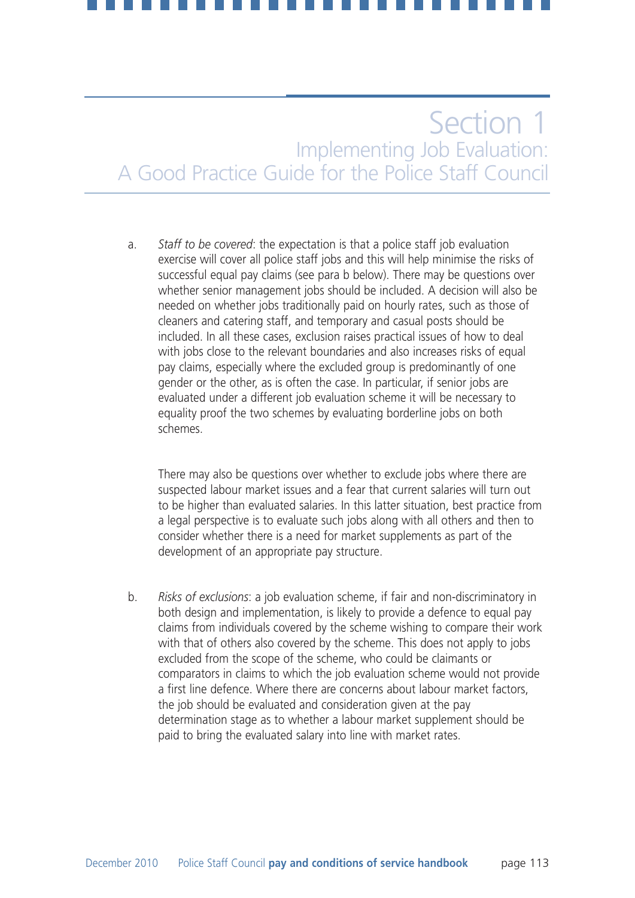# Section 1

## Implementing Job Evaluation: A Good Practice Guide for the Police Staff Council

a. *Staff to be covered*: the expectation is that a police staff job evaluation exercise will cover all police staff jobs and this will help minimise the risks of successful equal pay claims (see para b below). There may be questions over whether senior management jobs should be included. A decision will also be needed on whether jobs traditionally paid on hourly rates, such as those of cleaners and catering staff, and temporary and casual posts should be included. In all these cases, exclusion raises practical issues of how to deal with jobs close to the relevant boundaries and also increases risks of equal pay claims, especially where the excluded group is predominantly of one gender or the other, as is often the case. In particular, if senior jobs are evaluated under a different job evaluation scheme it will be necessary to equality proof the two schemes by evaluating borderline jobs on both schemes.

   There may also be questions over whether to exclude jobs where there are suspected labour market issues and a fear that current salaries will turn out to be higher than evaluated salaries. In this latter situation, best practice from a legal perspective is to evaluate such jobs along with all others and then to consider whether there is a need for market supplements as part of the development of an appropriate pay structure.

b. *Risks of exclusions*: a job evaluation scheme, if fair and non-discriminatory in both design and implementation, is likely to provide a defence to equal pay claims from individuals covered by the scheme wishing to compare their work with that of others also covered by the scheme. This does not apply to jobs excluded from the scope of the scheme, who could be claimants or comparators in claims to which the job evaluation scheme would not provide a first line defence. Where there are concerns about labour market factors, the job should be evaluated and consideration given at the pay determination stage as to whether a labour market supplement should be paid to bring the evaluated salary into line with market rates.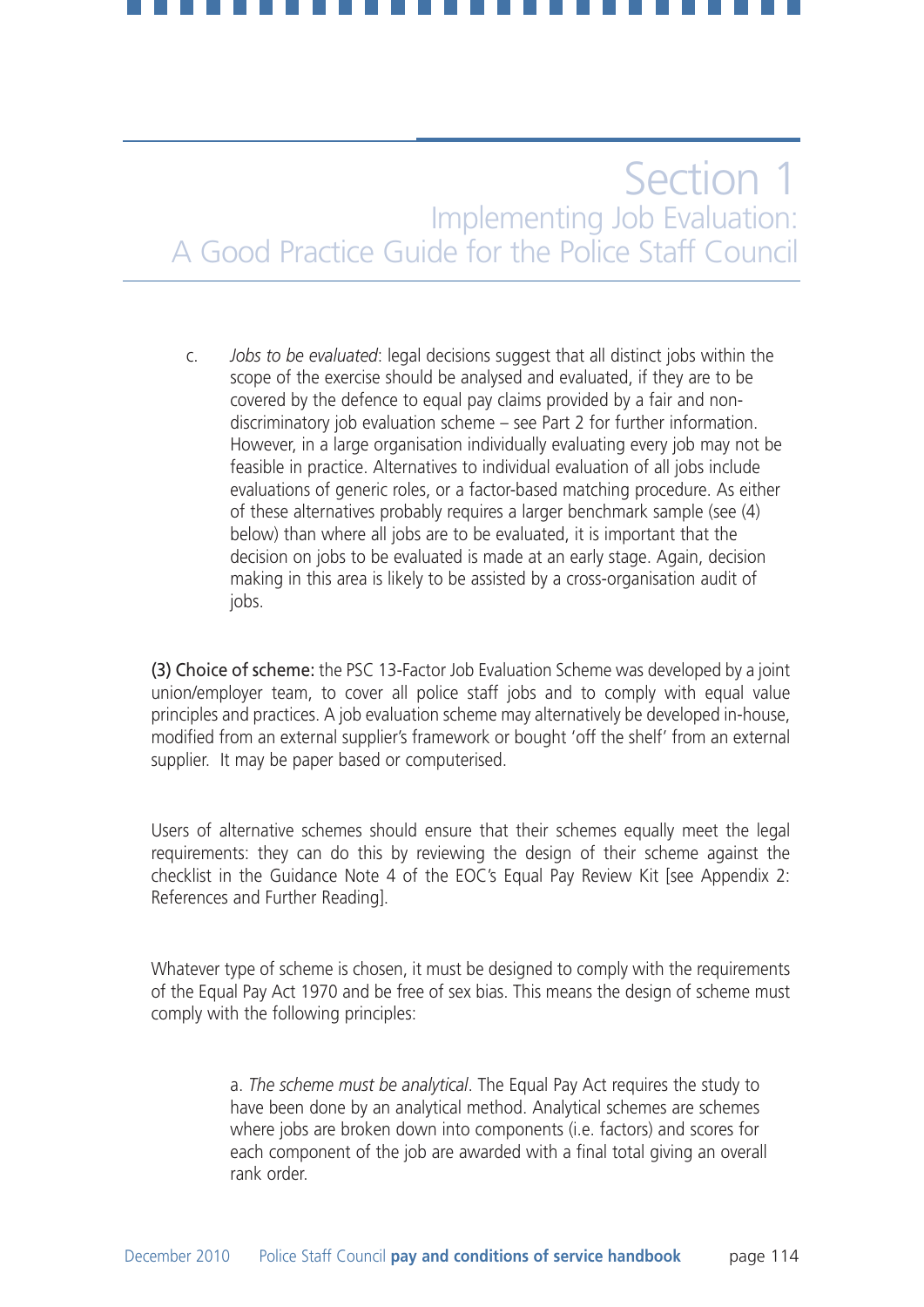c. *Jobs to be evaluated*: legal decisions suggest that all distinct jobs within the scope of the exercise should be analysed and evaluated, if they are to be covered by the defence to equal pay claims provided by a fair and non-discriminatory job evaluation scheme – see Part 2 for further information. However, in a large organisation individually evaluating every job may not be feasible in practice. Alternatives to individual evaluation of all jobs include evaluations of generic roles, or a factor-based matching procedure. As either of these alternatives probably requires a larger benchmark sample (see (4) below) than where all jobs are to be evaluated, it is important that the decision on jobs to be evaluated is made at an early stage. Again, decision making in this area is likely to be assisted by a cross-organisation audit of jobs.

(3) Choice of scheme: the PSC 13-Factor Job Evaluation Scheme was developed by a joint union/employer team, to cover all police staff jobs and to comply with equal value principles and practices. A job evaluation scheme may alternatively be developed in-house, modified from an external supplier's framework or bought 'off the shelf' from an external supplier. It may be paper based or computerised.

Users of alternative schemes should ensure that their schemes equally meet the legal requirements: they can do this by reviewing the design of their scheme against the checklist in the Guidance Note 4 of the EOC's Equal Pay Review Kit [see Appendix 2: References and Further Reading].

Whatever type of scheme is chosen, it must be designed to comply with the requirements of the Equal Pay Act 1970 and be free of sex bias. This means the design of scheme must comply with the following principles:

a. *The scheme must be analytical*. The Equal Pay Act requires the study to have been done by an analytical method. Analytical schemes are schemes where jobs are broken down into components (i.e. factors) and scores for each component of the job are awarded with a final total giving an overall rank order.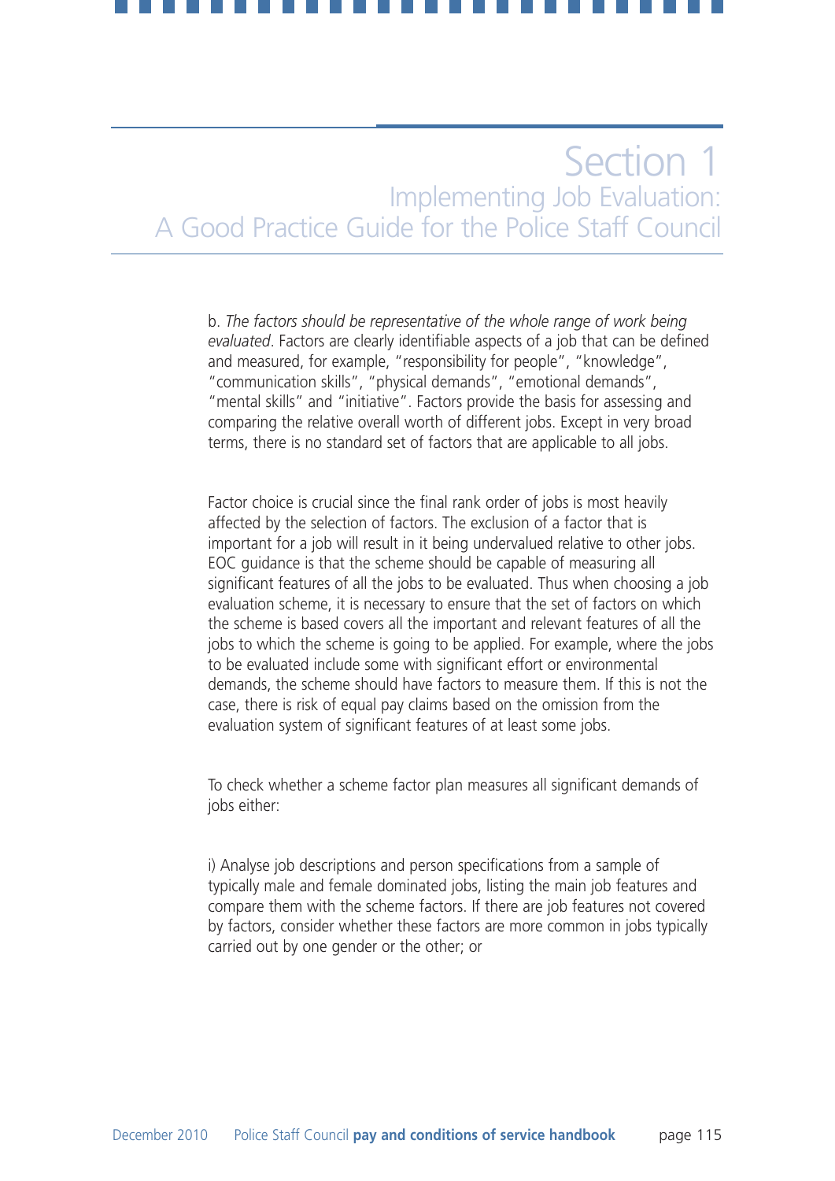b. *The factors should be representative of the whole range of work being evaluated*. Factors are clearly identifiable aspects of a job that can be defined and measured, for example, "responsibility for people", "knowledge", "communication skills", "physical demands", "emotional demands", "mental skills" and "initiative". Factors provide the basis for assessing and comparing the relative overall worth of different jobs. Except in very broad terms, there is no standard set of factors that are applicable to all jobs.

Factor choice is crucial since the final rank order of jobs is most heavily affected by the selection of factors. The exclusion of a factor that is important for a job will result in it being undervalued relative to other jobs. EOC guidance is that the scheme should be capable of measuring all significant features of all the jobs to be evaluated. Thus when choosing a job evaluation scheme, it is necessary to ensure that the set of factors on which the scheme is based covers all the important and relevant features of all the jobs to which the scheme is going to be applied. For example, where the jobs to be evaluated include some with significant effort or environmental demands, the scheme should have factors to measure them. If this is not the case, there is risk of equal pay claims based on the omission from the evaluation system of significant features of at least some jobs.

To check whether a scheme factor plan measures all significant demands of jobs either:

i) Analyse job descriptions and person specifications from a sample of typically male and female dominated jobs, listing the main job features and compare them with the scheme factors. If there are job features not covered by factors, consider whether these factors are more common in jobs typically carried out by one gender or the other; or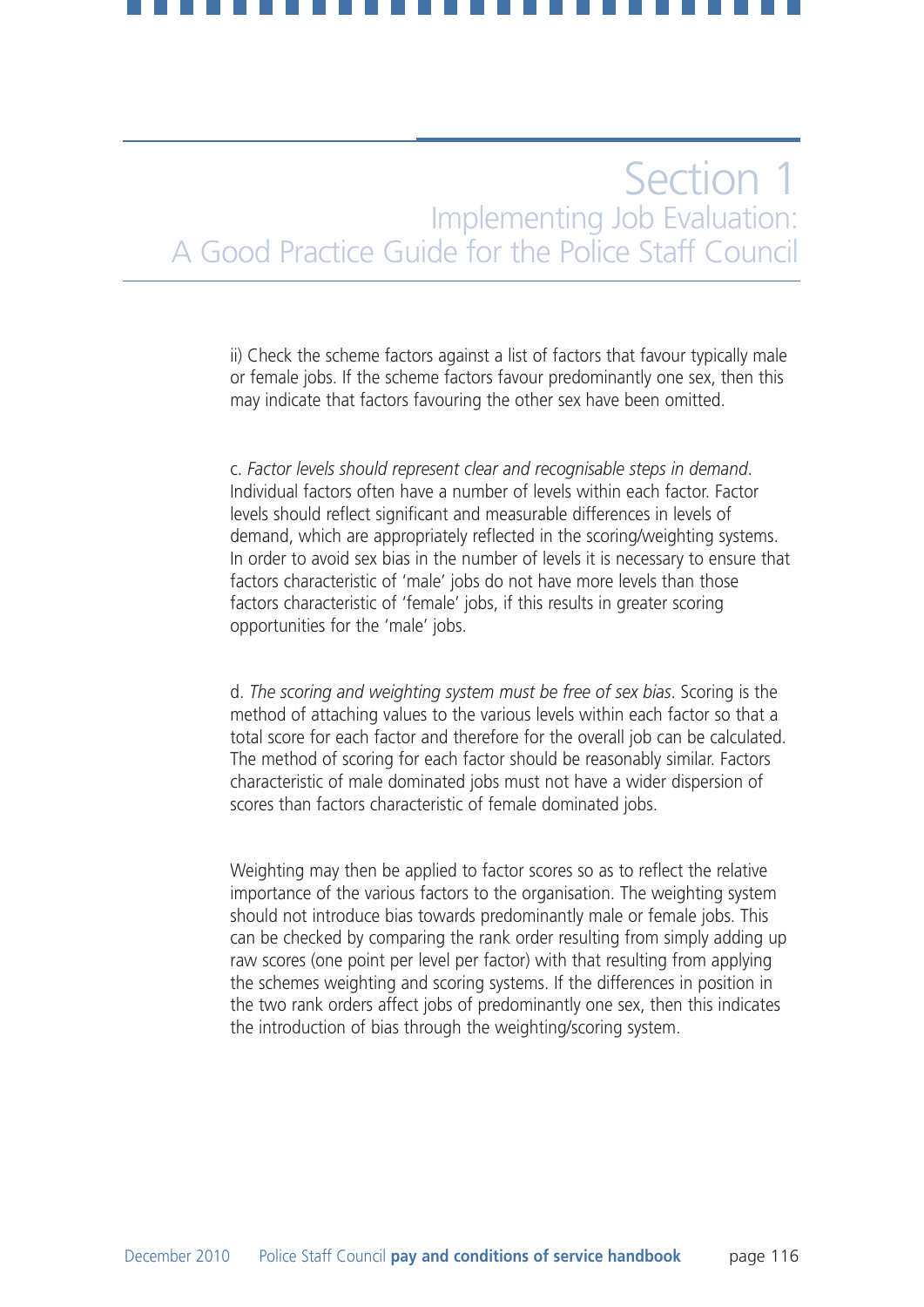ii) Check the scheme factors against a list of factors that favour typically male or female jobs. If the scheme factors favour predominantly one sex, then this may indicate that factors favouring the other sex have been omitted.

c. *Factor levels should represent clear and recognisable steps in demand*. Individual factors often have a number of levels within each factor. Factor levels should reflect significant and measurable differences in levels of demand, which are appropriately reflected in the scoring/weighting systems. In order to avoid sex bias in the number of levels it is necessary to ensure that factors characteristic of 'male' jobs do not have more levels than those factors characteristic of 'female' jobs, if this results in greater scoring opportunities for the 'male' jobs.

d. *The scoring and weighting system must be free of sex bias*. Scoring is the method of attaching values to the various levels within each factor so that a total score for each factor and therefore for the overall job can be calculated. The method of scoring for each factor should be reasonably similar. Factors characteristic of male dominated jobs must not have a wider dispersion of scores than factors characteristic of female dominated jobs.

Weighting may then be applied to factor scores so as to reflect the relative importance of the various factors to the organisation. The weighting system should not introduce bias towards predominantly male or female jobs. This can be checked by comparing the rank order resulting from simply adding up raw scores (one point per level per factor) with that resulting from applying the schemes weighting and scoring systems. If the differences in position in the two rank orders affect jobs of predominantly one sex, then this indicates the introduction of bias through the weighting/scoring system.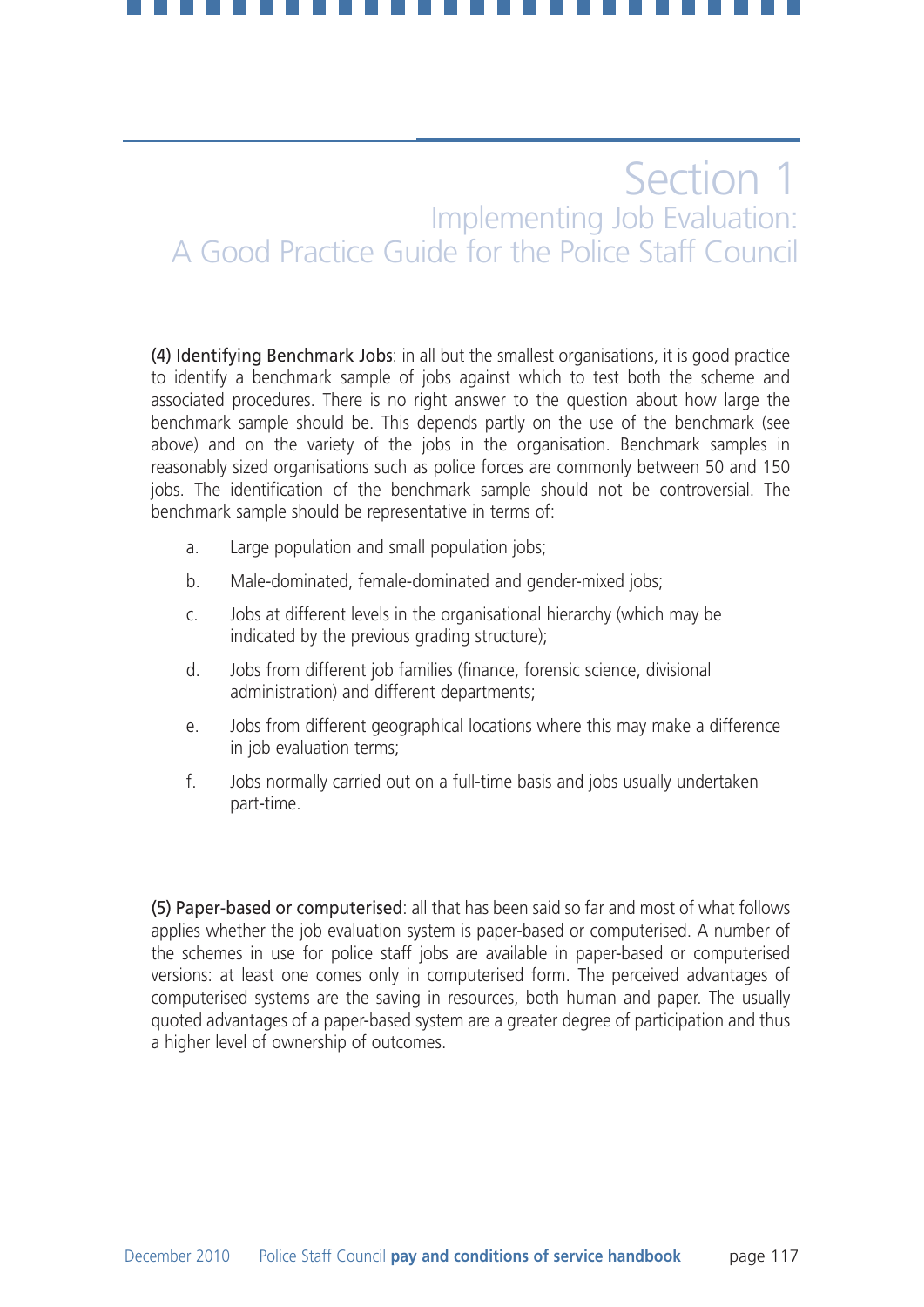# Section 1

## Implementing Job Evaluation: A Good Practice Guide for the Police Staff Council

**(4) Identifying Benchmark Jobs**: in all but the smallest organisations, it is good practice to identify a benchmark sample of jobs against which to test both the scheme and associated procedures. There is no right answer to the question about how large the benchmark sample should be. This depends partly on the use of the benchmark (see above) and on the variety of the jobs in the organisation. Benchmark samples in reasonably sized organisations such as police forces are commonly between 50 and 150 jobs. The identification of the benchmark sample should not be controversial. The benchmark sample should be representative in terms of:

a. Large population and small population jobs;

b. Male-dominated, female-dominated and gender-mixed jobs;

c. Jobs at different levels in the organisational hierarchy (which may be indicated by the previous grading structure);

d. Jobs from different job families (finance, forensic science, divisional administration) and different departments;

e. Jobs from different geographical locations where this may make a difference in job evaluation terms;

f. Jobs normally carried out on a full-time basis and jobs usually undertaken part-time.

**(5) Paper-based or computerised**: all that has been said so far and most of what follows applies whether the job evaluation system is paper-based or computerised. A number of the schemes in use for police staff jobs are available in paper-based or computerised versions: at least one comes only in computerised form. The perceived advantages of computerised systems are the saving in resources, both human and paper. The usually quoted advantages of a paper-based system are a greater degree of participation and thus a higher level of ownership of outcomes.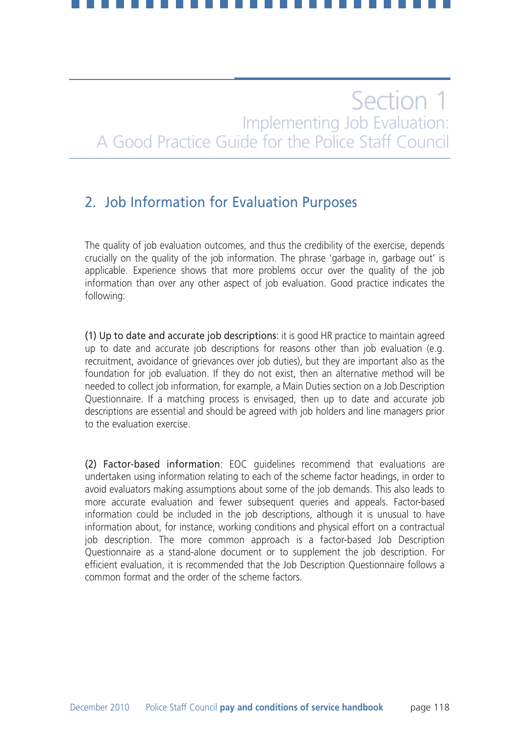# Section 1

## Implementing Job Evaluation: A Good Practice Guide for the Police Staff Council

## 2. Job Information for Evaluation Purposes

The quality of job evaluation outcomes, and thus the credibility of the exercise, depends crucially on the quality of the job information. The phrase 'garbage in, garbage out' is applicable. Experience shows that more problems occur over the quality of the job information than over any other aspect of job evaluation. Good practice indicates the following:

(1) Up to date and accurate job descriptions: it is good HR practice to maintain agreed up to date and accurate job descriptions for reasons other than job evaluation (e.g. recruitment, avoidance of grievances over job duties), but they are important also as the foundation for job evaluation. If they do not exist, then an alternative method will be needed to collect job information, for example, a Main Duties section on a Job Description Questionnaire. If a matching process is envisaged, then up to date and accurate job descriptions are essential and should be agreed with job holders and line managers prior to the evaluation exercise.

(2) Factor-based information: EOC guidelines recommend that evaluations are undertaken using information relating to each of the scheme factor headings, in order to avoid evaluators making assumptions about some of the job demands. This also leads to more accurate evaluation and fewer subsequent queries and appeals. Factor-based information could be included in the job descriptions, although it is unusual to have information about, for instance, working conditions and physical effort on a contractual job description. The more common approach is a factor-based Job Description Questionnaire as a stand-alone document or to supplement the job description. For efficient evaluation, it is recommended that the Job Description Questionnaire follows a common format and the order of the scheme factors.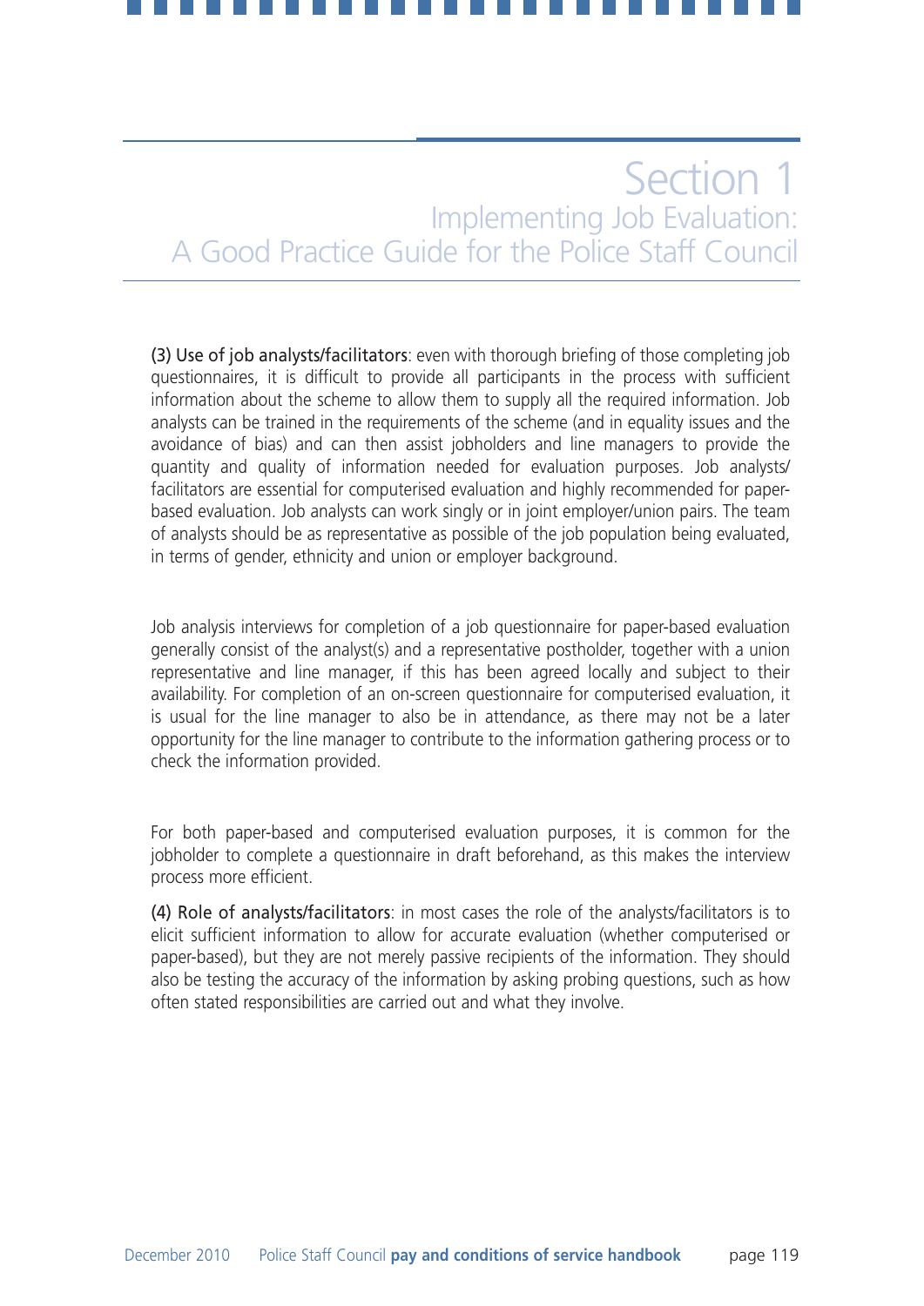**(3) Use of job analysts/facilitators**: even with thorough briefing of those completing job questionnaires, it is difficult to provide all participants in the process with sufficient information about the scheme to allow them to supply all the required information. Job analysts can be trained in the requirements of the scheme (and in equality issues and the avoidance of bias) and can then assist jobholders and line managers to provide the quantity and quality of information needed for evaluation purposes. Job analysts/facilitators are essential for computerised evaluation and highly recommended for paper-based evaluation. Job analysts can work singly or in joint employer/union pairs. The team of analysts should be as representative as possible of the job population being evaluated, in terms of gender, ethnicity and union or employer background.

Job analysis interviews for completion of a job questionnaire for paper-based evaluation generally consist of the analyst(s) and a representative postholder, together with a union representative and line manager, if this has been agreed locally and subject to their availability. For completion of an on-screen questionnaire for computerised evaluation, it is usual for the line manager to also be in attendance, as there may not be a later opportunity for the line manager to contribute to the information gathering process or to check the information provided.

For both paper-based and computerised evaluation purposes, it is common for the jobholder to complete a questionnaire in draft beforehand, as this makes the interview process more efficient.

**(4) Role of analysts/facilitators**: in most cases the role of the analysts/facilitators is to elicit sufficient information to allow for accurate evaluation (whether computerised or paper-based), but they are not merely passive recipients of the information. They should also be testing the accuracy of the information by asking probing questions, such as how often stated responsibilities are carried out and what they involve.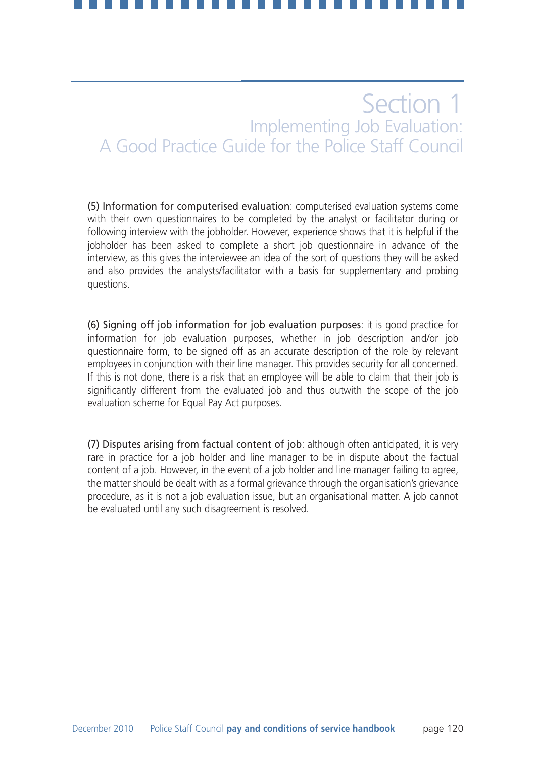# Section 1

## Implementing Job Evaluation: A Good Practice Guide for the Police Staff Council

(5) Information for computerised evaluation: computerised evaluation systems come with their own questionnaires to be completed by the analyst or facilitator during or following interview with the jobholder. However, experience shows that it is helpful if the jobholder has been asked to complete a short job questionnaire in advance of the interview, as this gives the interviewee an idea of the sort of questions they will be asked and also provides the analysts/facilitator with a basis for supplementary and probing questions.

(6) Signing off job information for job evaluation purposes: it is good practice for information for job evaluation purposes, whether in job description and/or job questionnaire form, to be signed off as an accurate description of the role by relevant employees in conjunction with their line manager. This provides security for all concerned. If this is not done, there is a risk that an employee will be able to claim that their job is significantly different from the evaluated job and thus outwith the scope of the job evaluation scheme for Equal Pay Act purposes.

(7) Disputes arising from factual content of job: although often anticipated, it is very rare in practice for a job holder and line manager to be in dispute about the factual content of a job. However, in the event of a job holder and line manager failing to agree, the matter should be dealt with as a formal grievance through the organisation's grievance procedure, as it is not a job evaluation issue, but an organisational matter. A job cannot be evaluated until any such disagreement is resolved.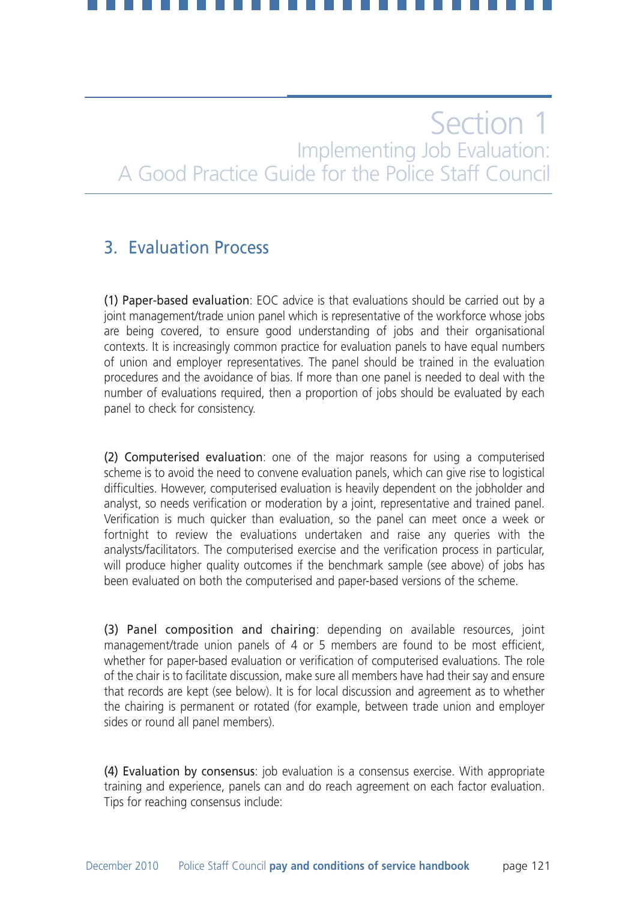# Section 1
## Implementing Job Evaluation: A Good Practice Guide for the Police Staff Council

## 3. Evaluation Process

(1) Paper-based evaluation: EOC advice is that evaluations should be carried out by a joint management/trade union panel which is representative of the workforce whose jobs are being covered, to ensure good understanding of jobs and their organisational contexts. It is increasingly common practice for evaluation panels to have equal numbers of union and employer representatives. The panel should be trained in the evaluation procedures and the avoidance of bias. If more than one panel is needed to deal with the number of evaluations required, then a proportion of jobs should be evaluated by each panel to check for consistency.

(2) Computerised evaluation: one of the major reasons for using a computerised scheme is to avoid the need to convene evaluation panels, which can give rise to logistical difficulties. However, computerised evaluation is heavily dependent on the jobholder and analyst, so needs verification or moderation by a joint, representative and trained panel. Verification is much quicker than evaluation, so the panel can meet once a week or fortnight to review the evaluations undertaken and raise any queries with the analysts/facilitators. The computerised exercise and the verification process in particular, will produce higher quality outcomes if the benchmark sample (see above) of jobs has been evaluated on both the computerised and paper-based versions of the scheme.

(3) Panel composition and chairing: depending on available resources, joint management/trade union panels of 4 or 5 members are found to be most efficient, whether for paper-based evaluation or verification of computerised evaluations. The role of the chair is to facilitate discussion, make sure all members have had their say and ensure that records are kept (see below). It is for local discussion and agreement as to whether the chairing is permanent or rotated (for example, between trade union and employer sides or round all panel members).

(4) Evaluation by consensus: job evaluation is a consensus exercise. With appropriate training and experience, panels can and do reach agreement on each factor evaluation. Tips for reaching consensus include: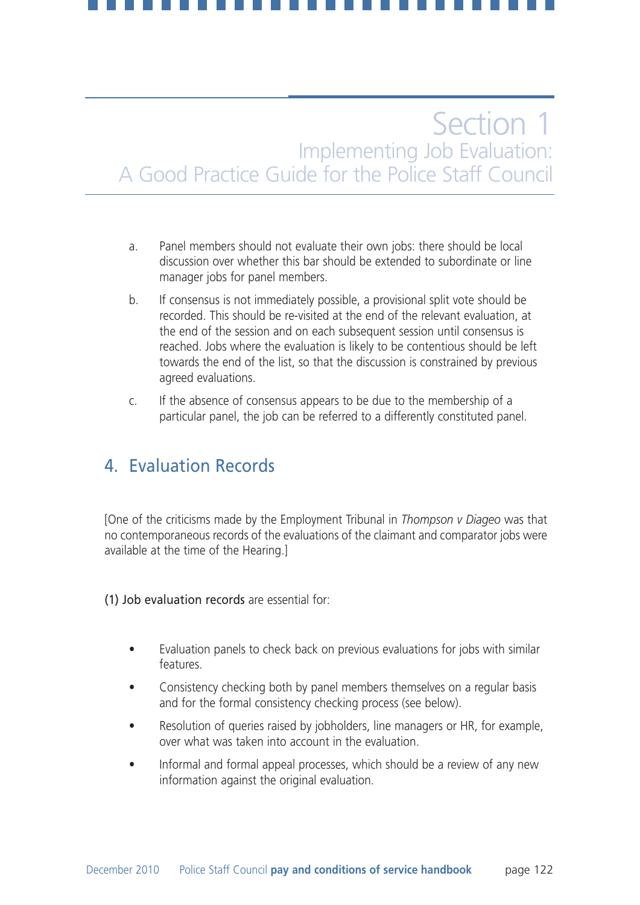a. Panel members should not evaluate their own jobs: there should be local discussion over whether this bar should be extended to subordinate or line manager jobs for panel members.

b. If consensus is not immediately possible, a provisional split vote should be recorded. This should be re-visited at the end of the relevant evaluation, at the end of the session and on each subsequent session until consensus is reached. Jobs where the evaluation is likely to be contentious should be left towards the end of the list, so that the discussion is constrained by previous agreed evaluations.

c. If the absence of consensus appears to be due to the membership of a particular panel, the job can be referred to a differently constituted panel.

## 4. Evaluation Records

[One of the criticisms made by the Employment Tribunal in *Thompson v Diageo* was that no contemporaneous records of the evaluations of the claimant and comparator jobs were available at the time of the Hearing.]

(1) Job evaluation records are essential for:

- Evaluation panels to check back on previous evaluations for jobs with similar features.
- Consistency checking both by panel members themselves on a regular basis and for the formal consistency checking process (see below).
- Resolution of queries raised by jobholders, line managers or HR, for example, over what was taken into account in the evaluation.
- Informal and formal appeal processes, which should be a review of any new information against the original evaluation.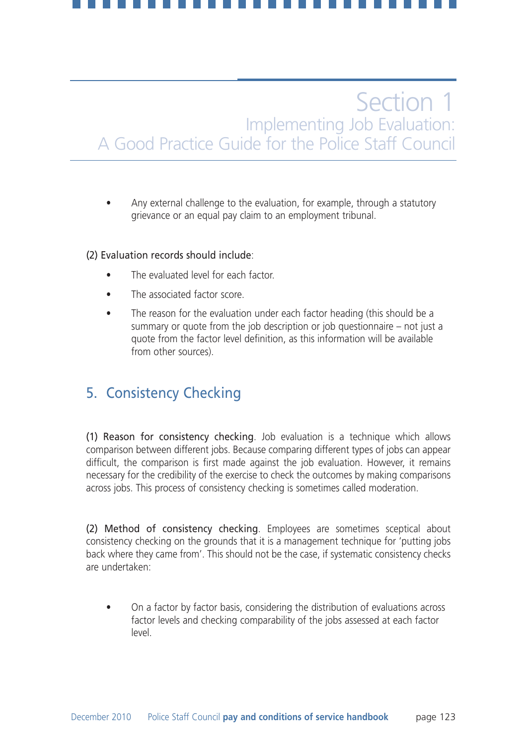- Any external challenge to the evaluation, for example, through a statutory grievance or an equal pay claim to an employment tribunal.

(2) Evaluation records should include:

- The evaluated level for each factor.
- The associated factor score.
- The reason for the evaluation under each factor heading (this should be a summary or quote from the job description or job questionnaire – not just a quote from the factor level definition, as this information will be available from other sources).

## 5. Consistency Checking

(1) Reason for consistency checking. Job evaluation is a technique which allows comparison between different jobs. Because comparing different types of jobs can appear difficult, the comparison is first made against the job evaluation. However, it remains necessary for the credibility of the exercise to check the outcomes by making comparisons across jobs. This process of consistency checking is sometimes called moderation.

(2) Method of consistency checking. Employees are sometimes sceptical about consistency checking on the grounds that it is a management technique for 'putting jobs back where they came from'. This should not be the case, if systematic consistency checks are undertaken:

- On a factor by factor basis, considering the distribution of evaluations across factor levels and checking comparability of the jobs assessed at each factor level.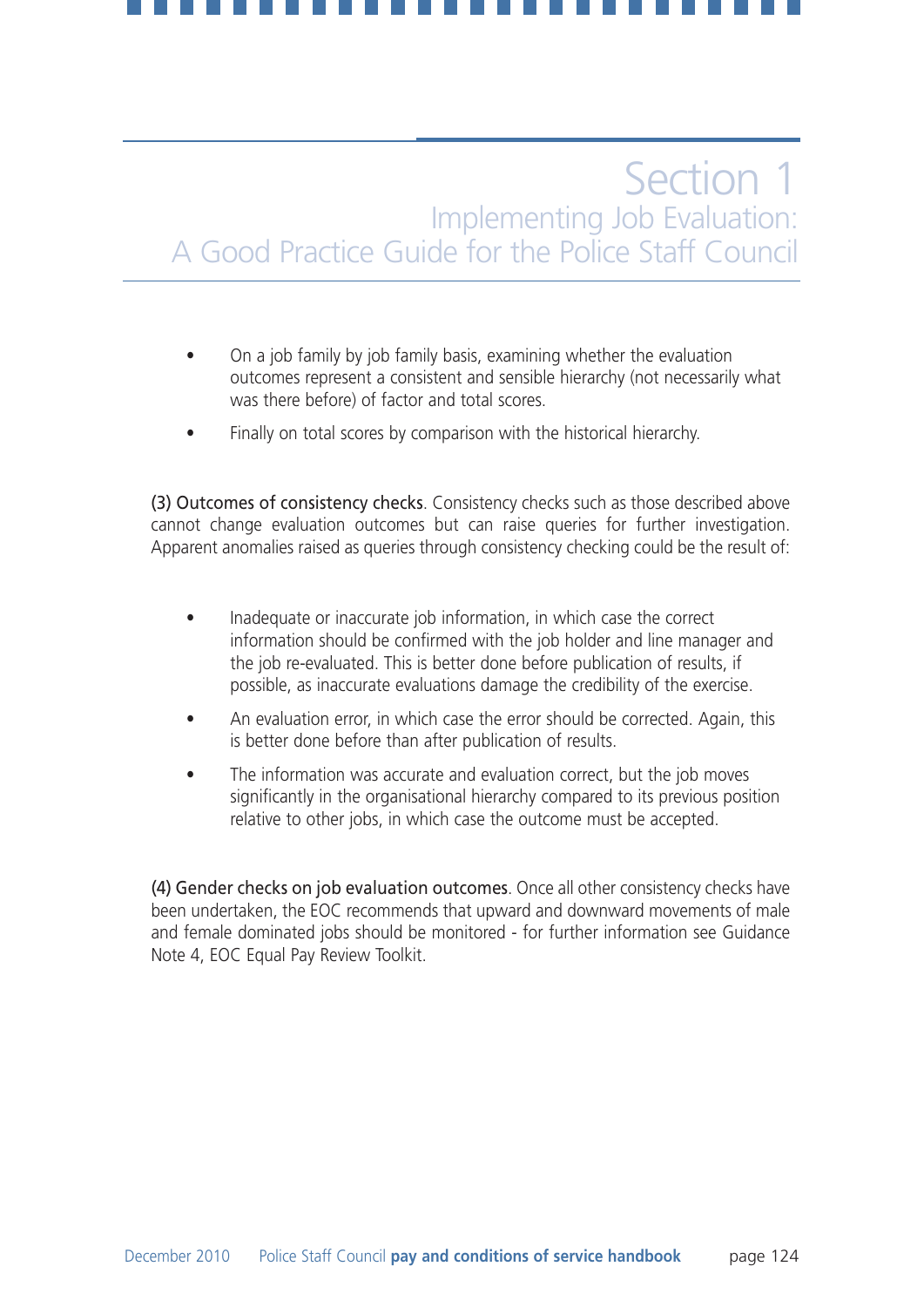- On a job family by job family basis, examining whether the evaluation outcomes represent a consistent and sensible hierarchy (not necessarily what was there before) of factor and total scores.
- Finally on total scores by comparison with the historical hierarchy.

**(3) Outcomes of consistency checks**. Consistency checks such as those described above cannot change evaluation outcomes but can raise queries for further investigation. Apparent anomalies raised as queries through consistency checking could be the result of:

- Inadequate or inaccurate job information, in which case the correct information should be confirmed with the job holder and line manager and the job re-evaluated. This is better done before publication of results, if possible, as inaccurate evaluations damage the credibility of the exercise.
- An evaluation error, in which case the error should be corrected. Again, this is better done before than after publication of results.
- The information was accurate and evaluation correct, but the job moves significantly in the organisational hierarchy compared to its previous position relative to other jobs, in which case the outcome must be accepted.

**(4) Gender checks on job evaluation outcomes**. Once all other consistency checks have been undertaken, the EOC recommends that upward and downward movements of male and female dominated jobs should be monitored - for further information see Guidance Note 4, EOC Equal Pay Review Toolkit.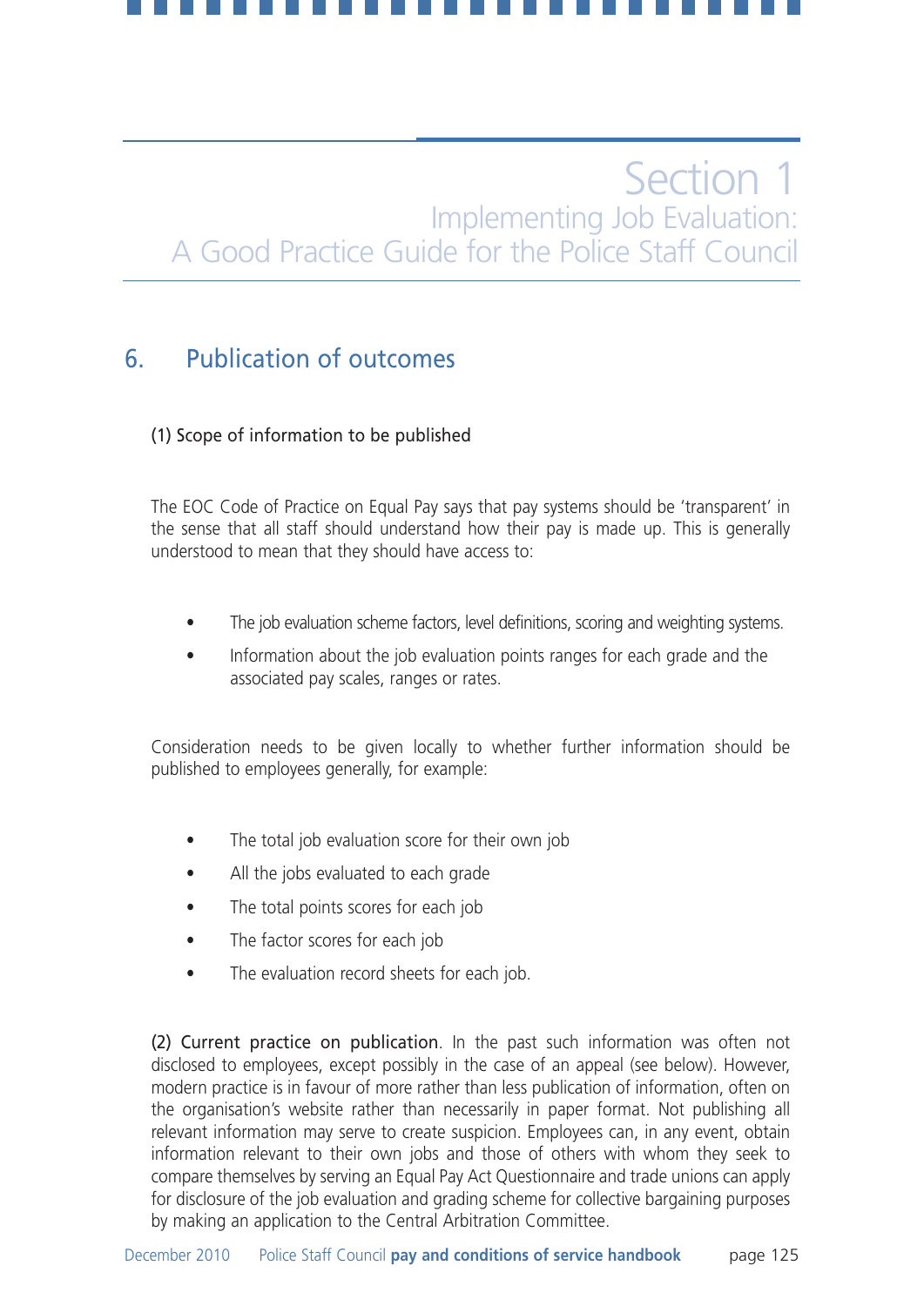# Section 1
## Implementing Job Evaluation: A Good Practice Guide for the Police Staff Council

## 6. Publication of outcomes

### (1) Scope of information to be published

The EOC Code of Practice on Equal Pay says that pay systems should be 'transparent' in the sense that all staff should understand how their pay is made up. This is generally understood to mean that they should have access to:

- The job evaluation scheme factors, level definitions, scoring and weighting systems.
- Information about the job evaluation points ranges for each grade and the associated pay scales, ranges or rates.

Consideration needs to be given locally to whether further information should be published to employees generally, for example:

- The total job evaluation score for their own job
- All the jobs evaluated to each grade
- The total points scores for each job
- The factor scores for each job
- The evaluation record sheets for each job.

**(2) Current practice on publication**. In the past such information was often not disclosed to employees, except possibly in the case of an appeal (see below). However, modern practice is in favour of more rather than less publication of information, often on the organisation's website rather than necessarily in paper format. Not publishing all relevant information may serve to create suspicion. Employees can, in any event, obtain information relevant to their own jobs and those of others with whom they seek to compare themselves by serving an Equal Pay Act Questionnaire and trade unions can apply for disclosure of the job evaluation and grading scheme for collective bargaining purposes by making an application to the Central Arbitration Committee.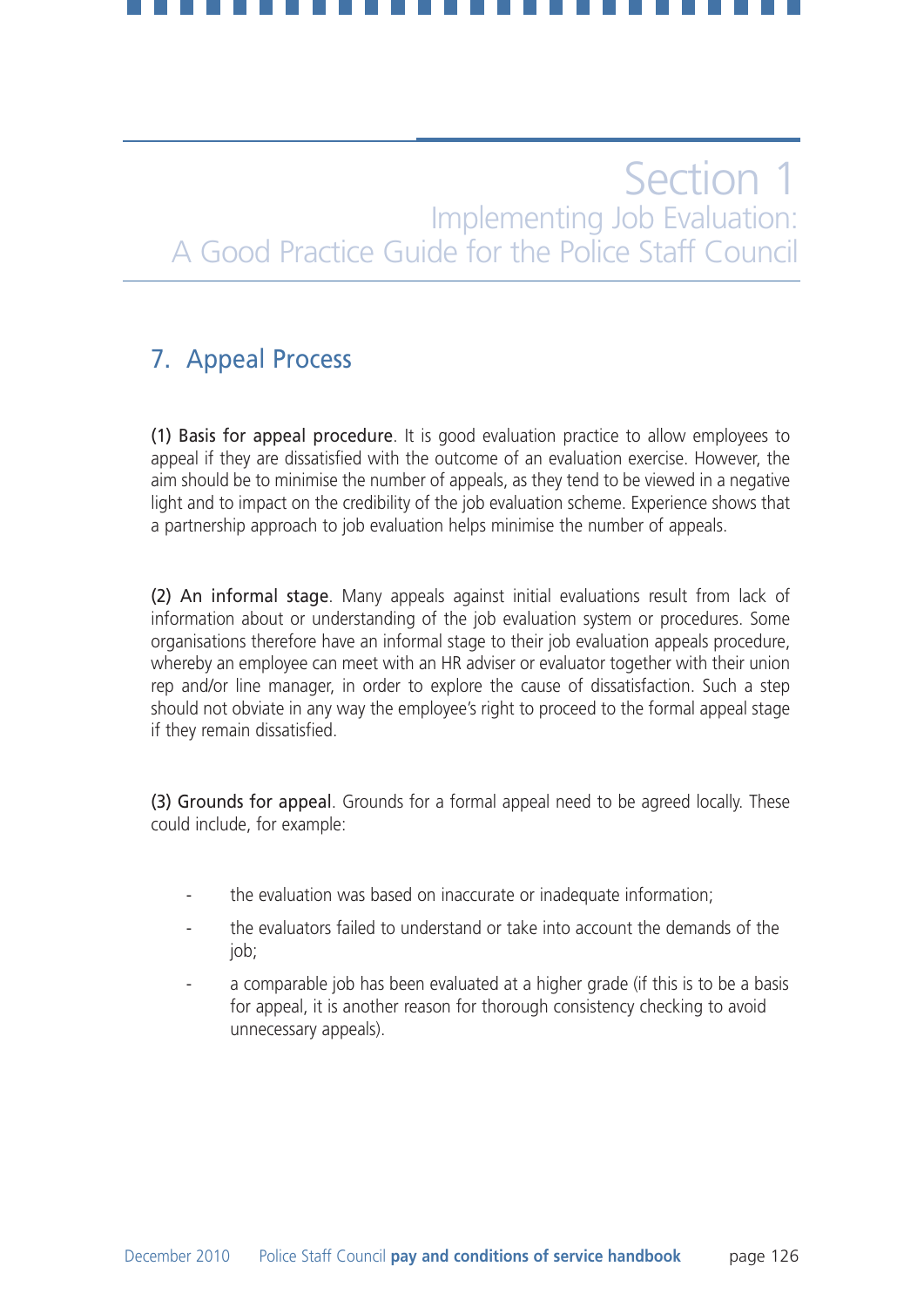## 7. Appeal Process

**(1) Basis for appeal procedure**. It is good evaluation practice to allow employees to appeal if they are dissatisfied with the outcome of an evaluation exercise. However, the aim should be to minimise the number of appeals, as they tend to be viewed in a negative light and to impact on the credibility of the job evaluation scheme. Experience shows that a partnership approach to job evaluation helps minimise the number of appeals.

**(2) An informal stage**. Many appeals against initial evaluations result from lack of information about or understanding of the job evaluation system or procedures. Some organisations therefore have an informal stage to their job evaluation appeals procedure, whereby an employee can meet with an HR adviser or evaluator together with their union rep and/or line manager, in order to explore the cause of dissatisfaction. Such a step should not obviate in any way the employee's right to proceed to the formal appeal stage if they remain dissatisfied.

**(3) Grounds for appeal**. Grounds for a formal appeal need to be agreed locally. These could include, for example:

- the evaluation was based on inaccurate or inadequate information;
- the evaluators failed to understand or take into account the demands of the job;
- a comparable job has been evaluated at a higher grade (if this is to be a basis for appeal, it is another reason for thorough consistency checking to avoid unnecessary appeals).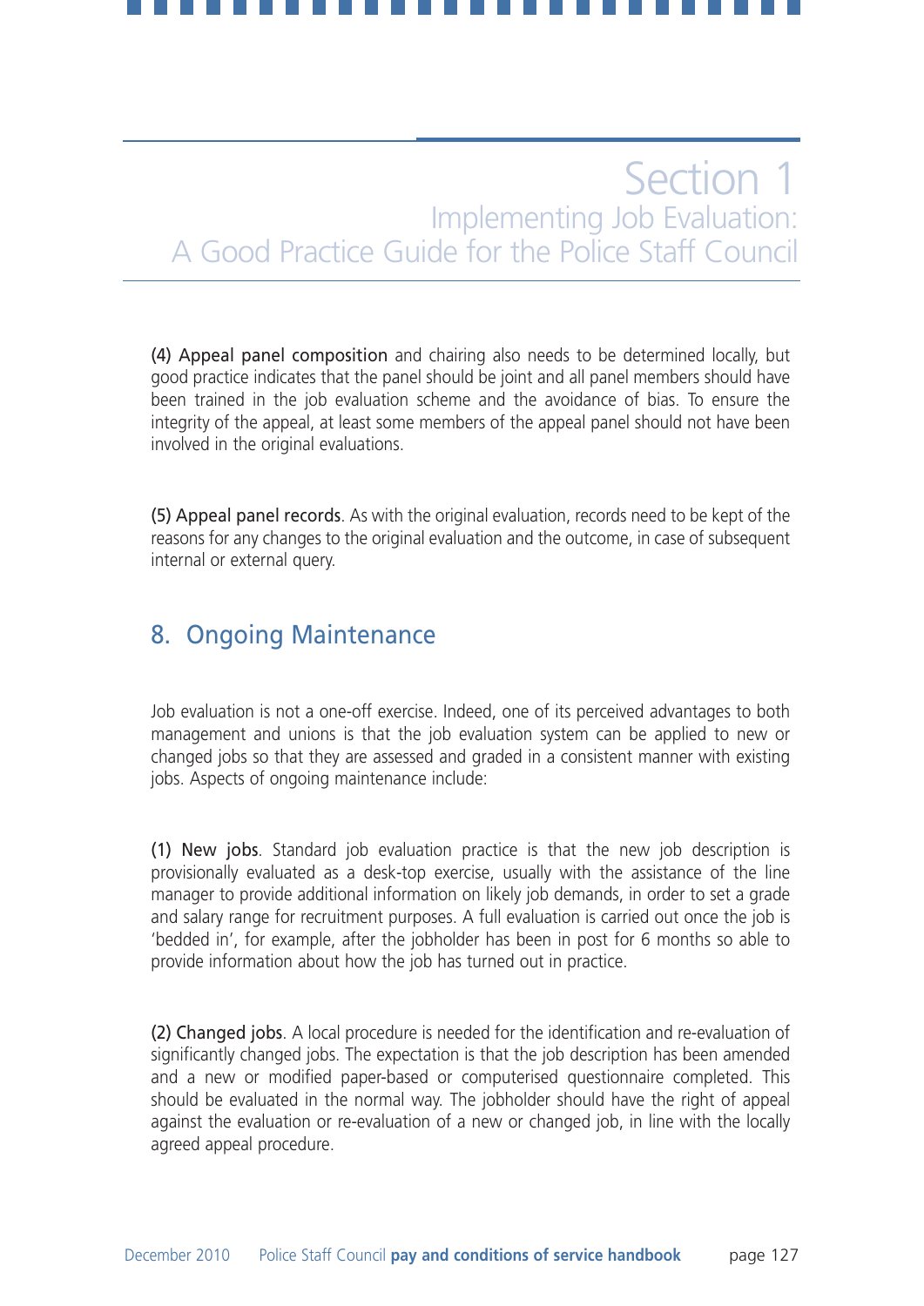(4) Appeal panel composition and chairing also needs to be determined locally, but good practice indicates that the panel should be joint and all panel members should have been trained in the job evaluation scheme and the avoidance of bias. To ensure the integrity of the appeal, at least some members of the appeal panel should not have been involved in the original evaluations.

(5) Appeal panel records. As with the original evaluation, records need to be kept of the reasons for any changes to the original evaluation and the outcome, in case of subsequent internal or external query.

## 8. Ongoing Maintenance

Job evaluation is not a one-off exercise. Indeed, one of its perceived advantages to both management and unions is that the job evaluation system can be applied to new or changed jobs so that they are assessed and graded in a consistent manner with existing jobs. Aspects of ongoing maintenance include:

(1) New jobs. Standard job evaluation practice is that the new job description is provisionally evaluated as a desk-top exercise, usually with the assistance of the line manager to provide additional information on likely job demands, in order to set a grade and salary range for recruitment purposes. A full evaluation is carried out once the job is 'bedded in', for example, after the jobholder has been in post for 6 months so able to provide information about how the job has turned out in practice.

(2) Changed jobs. A local procedure is needed for the identification and re-evaluation of significantly changed jobs. The expectation is that the job description has been amended and a new or modified paper-based or computerised questionnaire completed. This should be evaluated in the normal way. The jobholder should have the right of appeal against the evaluation or re-evaluation of a new or changed job, in line with the locally agreed appeal procedure.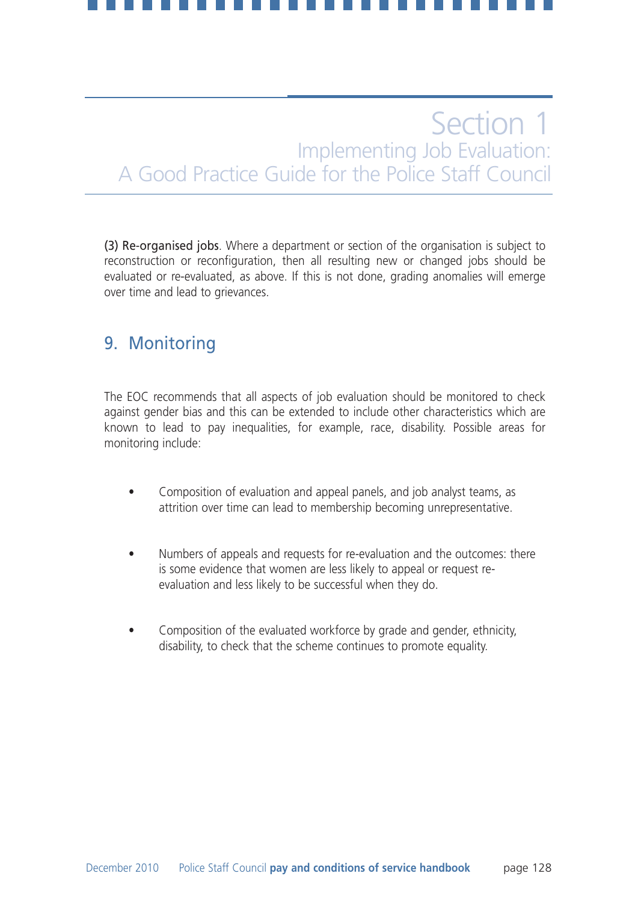(3) Re-organised jobs. Where a department or section of the organisation is subject to reconstruction or reconfiguration, then all resulting new or changed jobs should be evaluated or re-evaluated, as above. If this is not done, grading anomalies will emerge over time and lead to grievances.

## 9. Monitoring

The EOC recommends that all aspects of job evaluation should be monitored to check against gender bias and this can be extended to include other characteristics which are known to lead to pay inequalities, for example, race, disability. Possible areas for monitoring include:

- Composition of evaluation and appeal panels, and job analyst teams, as attrition over time can lead to membership becoming unrepresentative.
- Numbers of appeals and requests for re-evaluation and the outcomes: there is some evidence that women are less likely to appeal or request re-evaluation and less likely to be successful when they do.
- Composition of the evaluated workforce by grade and gender, ethnicity, disability, to check that the scheme continues to promote equality.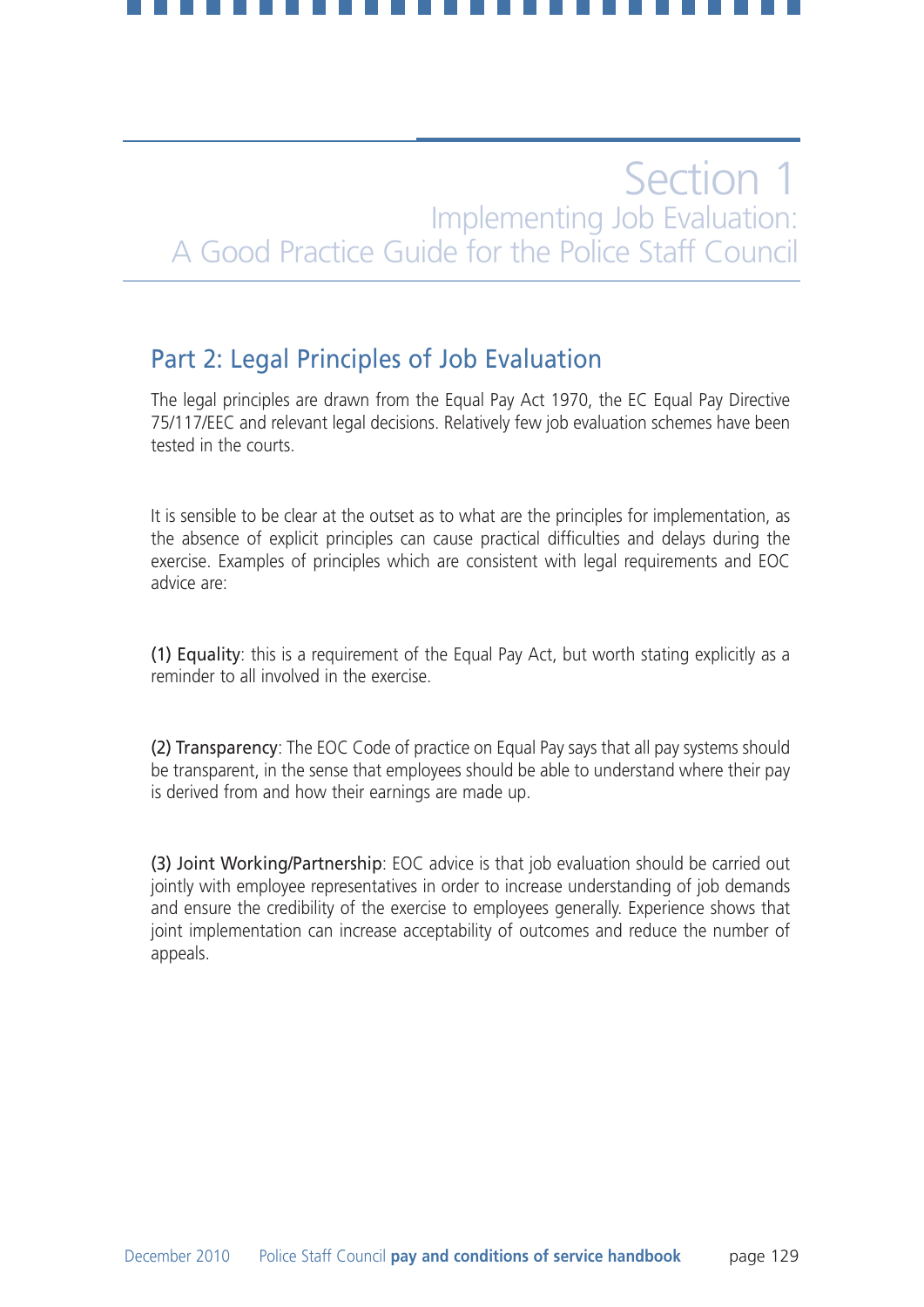# Section 1
## Implementing Job Evaluation: A Good Practice Guide for the Police Staff Council

## Part 2: Legal Principles of Job Evaluation

The legal principles are drawn from the Equal Pay Act 1970, the EC Equal Pay Directive 75/117/EEC and relevant legal decisions. Relatively few job evaluation schemes have been tested in the courts.

It is sensible to be clear at the outset as to what are the principles for implementation, as the absence of explicit principles can cause practical difficulties and delays during the exercise. Examples of principles which are consistent with legal requirements and EOC advice are:

**(1) Equality**: this is a requirement of the Equal Pay Act, but worth stating explicitly as a reminder to all involved in the exercise.

**(2) Transparency**: The EOC Code of practice on Equal Pay says that all pay systems should be transparent, in the sense that employees should be able to understand where their pay is derived from and how their earnings are made up.

**(3) Joint Working/Partnership**: EOC advice is that job evaluation should be carried out jointly with employee representatives in order to increase understanding of job demands and ensure the credibility of the exercise to employees generally. Experience shows that joint implementation can increase acceptability of outcomes and reduce the number of appeals.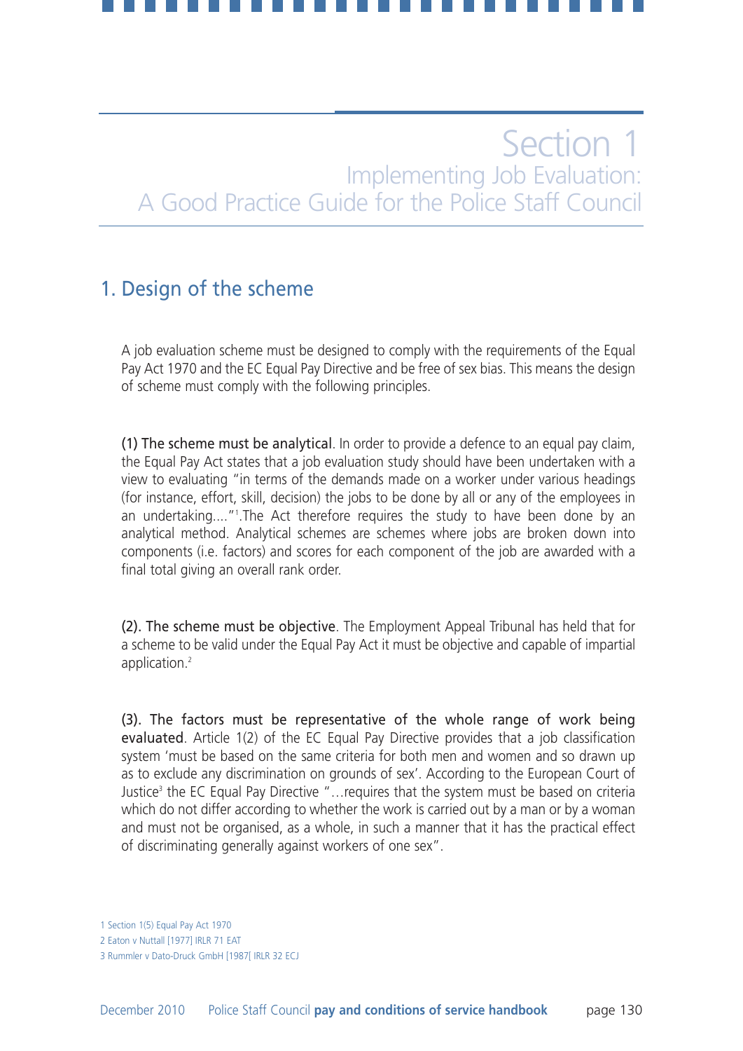# Section 1
## Implementing Job Evaluation: A Good Practice Guide for the Police Staff Council

## 1. Design of the scheme

A job evaluation scheme must be designed to comply with the requirements of the Equal Pay Act 1970 and the EC Equal Pay Directive and be free of sex bias. This means the design of scheme must comply with the following principles.

**(1) The scheme must be analytical**. In order to provide a defence to an equal pay claim, the Equal Pay Act states that a job evaluation study should have been undertaken with a view to evaluating "in terms of the demands made on a worker under various headings (for instance, effort, skill, decision) the jobs to be done by all or any of the employees in an undertaking...."[1].The Act therefore requires the study to have been done by an analytical method. Analytical schemes are schemes where jobs are broken down into components (i.e. factors) and scores for each component of the job are awarded with a final total giving an overall rank order.

**(2). The scheme must be objective**. The Employment Appeal Tribunal has held that for a scheme to be valid under the Equal Pay Act it must be objective and capable of impartial application.[2]

**(3). The factors must be representative of the whole range of work being evaluated**. Article 1(2) of the EC Equal Pay Directive provides that a job classification system 'must be based on the same criteria for both men and women and so drawn up as to exclude any discrimination on grounds of sex'. According to the European Court of Justice[3] the EC Equal Pay Directive "…requires that the system must be based on criteria which do not differ according to whether the work is carried out by a man or by a woman and must not be organised, as a whole, in such a manner that it has the practical effect of discriminating generally against workers of one sex".

1 Section 1(5) Equal Pay Act 1970

2 Eaton v Nuttall [1977] IRLR 71 EAT

3 Rummler v Dato-Druck GmbH [1987[ IRLR 32 ECJ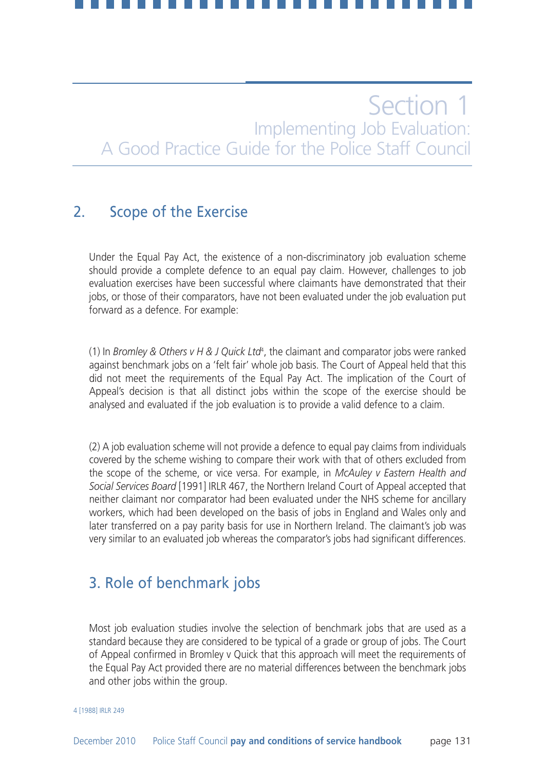# Section 1
## Implementing Job Evaluation: A Good Practice Guide for the Police Staff Council

## 2. Scope of the Exercise

Under the Equal Pay Act, the existence of a non-discriminatory job evaluation scheme should provide a complete defence to an equal pay claim. However, challenges to job evaluation exercises have been successful where claimants have demonstrated that their jobs, or those of their comparators, have not been evaluated under the job evaluation put forward as a defence. For example:

(1) In *Bromley & Others v H & J Quick Ltd*[4], the claimant and comparator jobs were ranked against benchmark jobs on a 'felt fair' whole job basis. The Court of Appeal held that this did not meet the requirements of the Equal Pay Act. The implication of the Court of Appeal's decision is that all distinct jobs within the scope of the exercise should be analysed and evaluated if the job evaluation is to provide a valid defence to a claim.

(2) A job evaluation scheme will not provide a defence to equal pay claims from individuals covered by the scheme wishing to compare their work with that of others excluded from the scope of the scheme, or vice versa. For example, in *McAuley v Eastern Health and Social Services Board* [1991] IRLR 467, the Northern Ireland Court of Appeal accepted that neither claimant nor comparator had been evaluated under the NHS scheme for ancillary workers, which had been developed on the basis of jobs in England and Wales only and later transferred on a pay parity basis for use in Northern Ireland. The claimant's job was very similar to an evaluated job whereas the comparator's jobs had significant differences.

## 3. Role of benchmark jobs

Most job evaluation studies involve the selection of benchmark jobs that are used as a standard because they are considered to be typical of a grade or group of jobs. The Court of Appeal confirmed in Bromley v Quick that this approach will meet the requirements of the Equal Pay Act provided there are no material differences between the benchmark jobs and other jobs within the group.

4 [1988] IRLR 249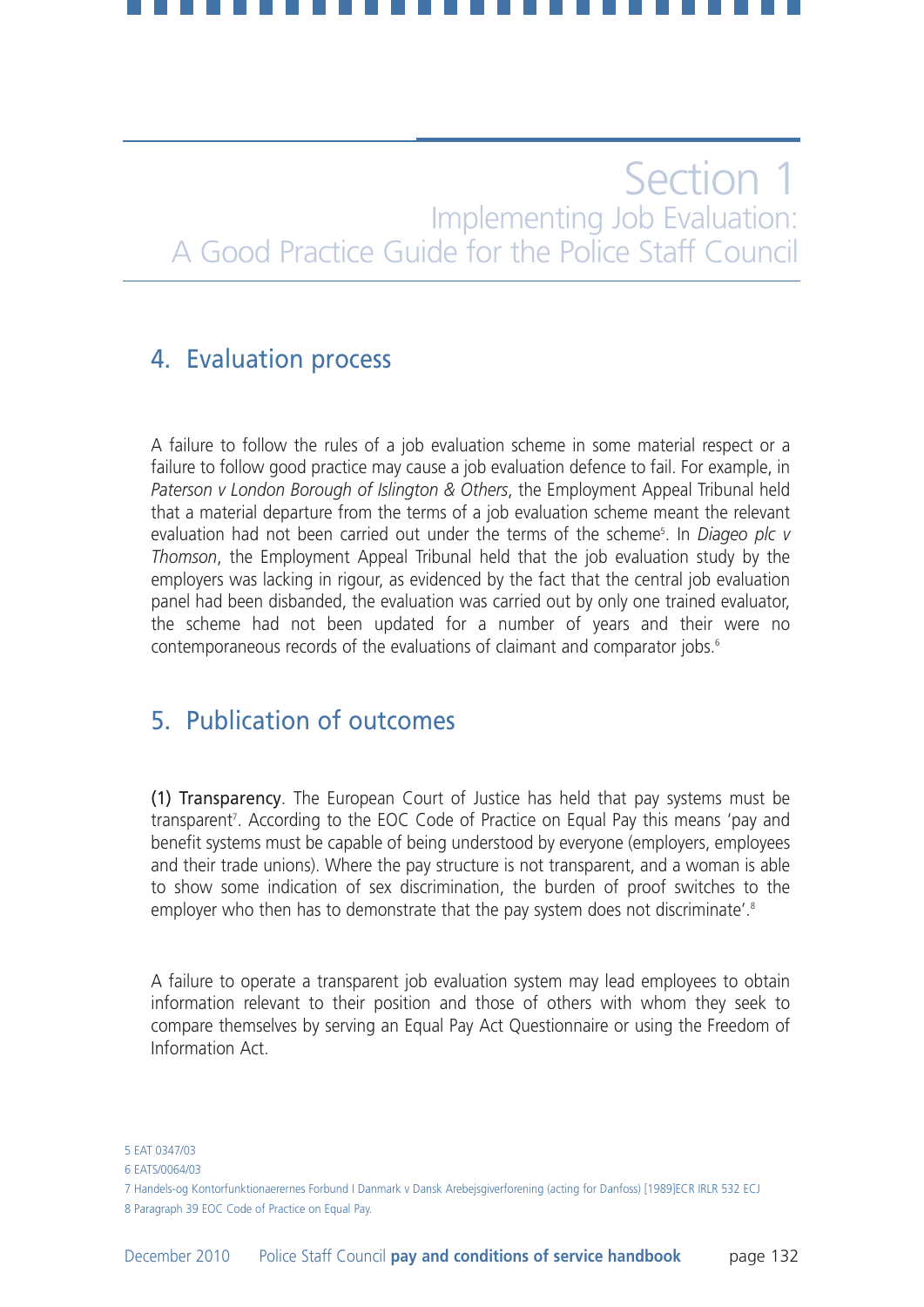# Section 1
## Implementing Job Evaluation: A Good Practice Guide for the Police Staff Council

## 4. Evaluation process

A failure to follow the rules of a job evaluation scheme in some material respect or a failure to follow good practice may cause a job evaluation defence to fail. For example, in *Paterson v London Borough of Islington & Others*, the Employment Appeal Tribunal held that a material departure from the terms of a job evaluation scheme meant the relevant evaluation had not been carried out under the terms of the scheme[5]. In *Diageo plc v Thomson*, the Employment Appeal Tribunal held that the job evaluation study by the employers was lacking in rigour, as evidenced by the fact that the central job evaluation panel had been disbanded, the evaluation was carried out by only one trained evaluator, the scheme had not been updated for a number of years and their were no contemporaneous records of the evaluations of claimant and comparator jobs.[6]

## 5. Publication of outcomes

**(1) Transparency**. The European Court of Justice has held that pay systems must be transparent[7]. According to the EOC Code of Practice on Equal Pay this means 'pay and benefit systems must be capable of being understood by everyone (employers, employees and their trade unions). Where the pay structure is not transparent, and a woman is able to show some indication of sex discrimination, the burden of proof switches to the employer who then has to demonstrate that the pay system does not discriminate'.[8]

A failure to operate a transparent job evaluation system may lead employees to obtain information relevant to their position and those of others with whom they seek to compare themselves by serving an Equal Pay Act Questionnaire or using the Freedom of Information Act.

5 EAT 0347/03

6 EATS/0064/03

7 Handels-og Kontorfunktionaerernes Forbund I Danmark v Dansk Arebejsgiverforening (acting for Danfoss) [1989]ECR IRLR 532 ECJ

8 Paragraph 39 EOC Code of Practice on Equal Pay.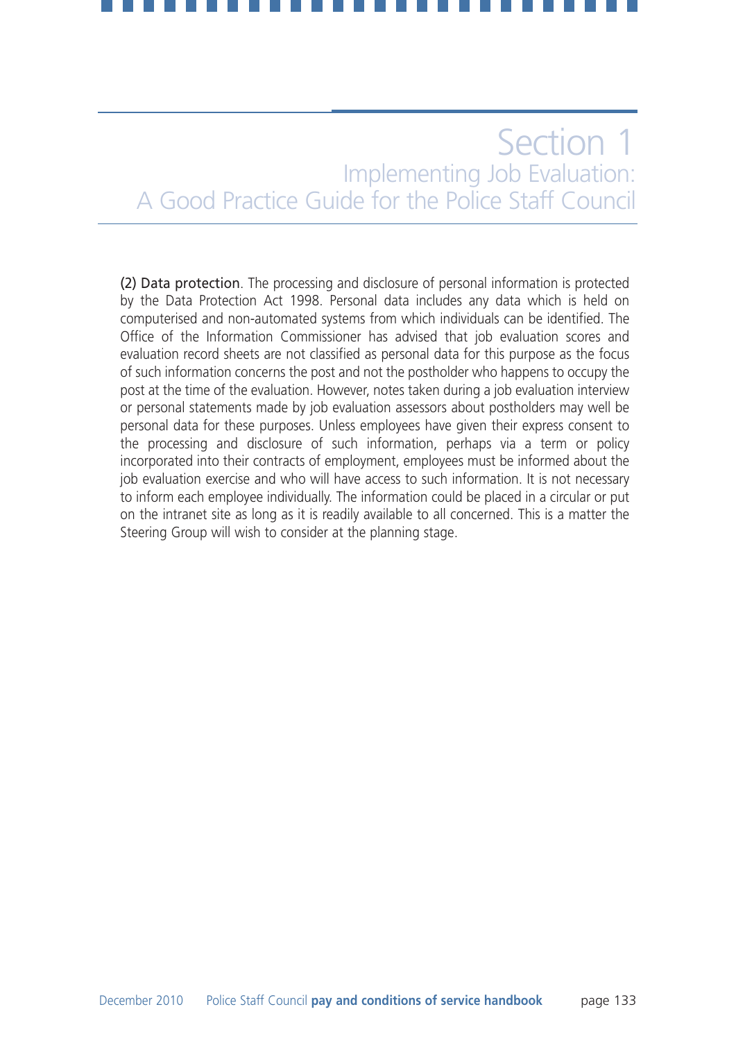**(2) Data protection**. The processing and disclosure of personal information is protected by the Data Protection Act 1998. Personal data includes any data which is held on computerised and non-automated systems from which individuals can be identified. The Office of the Information Commissioner has advised that job evaluation scores and evaluation record sheets are not classified as personal data for this purpose as the focus of such information concerns the post and not the postholder who happens to occupy the post at the time of the evaluation. However, notes taken during a job evaluation interview or personal statements made by job evaluation assessors about postholders may well be personal data for these purposes. Unless employees have given their express consent to the processing and disclosure of such information, perhaps via a term or policy incorporated into their contracts of employment, employees must be informed about the job evaluation exercise and who will have access to such information. It is not necessary to inform each employee individually. The information could be placed in a circular or put on the intranet site as long as it is readily available to all concerned. This is a matter the Steering Group will wish to consider at the planning stage.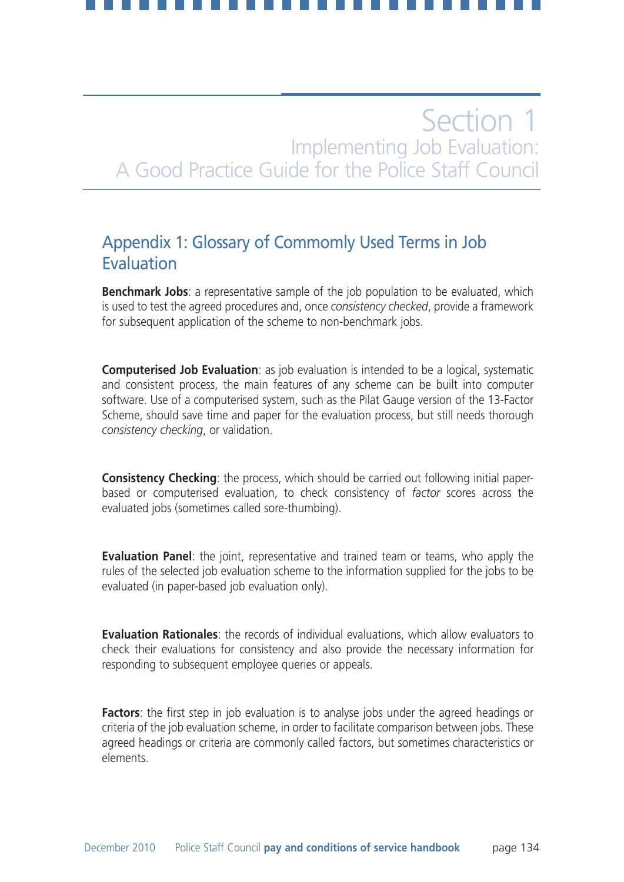# Section 1
## Implementing Job Evaluation: A Good Practice Guide for the Police Staff Council

## Appendix 1: Glossary of Commonly Used Terms in Job Evaluation

**Benchmark Jobs**: a representative sample of the job population to be evaluated, which is used to test the agreed procedures and, once *consistency checked*, provide a framework for subsequent application of the scheme to non-benchmark jobs.

**Computerised Job Evaluation**: as job evaluation is intended to be a logical, systematic and consistent process, the main features of any scheme can be built into computer software. Use of a computerised system, such as the Pilat Gauge version of the 13-Factor Scheme, should save time and paper for the evaluation process, but still needs thorough *consistency checking*, or validation.

**Consistency Checking**: the process, which should be carried out following initial paper-based or computerised evaluation, to check consistency of *factor* scores across the evaluated jobs (sometimes called sore-thumbing).

**Evaluation Panel**: the joint, representative and trained team or teams, who apply the rules of the selected job evaluation scheme to the information supplied for the jobs to be evaluated (in paper-based job evaluation only).

**Evaluation Rationales**: the records of individual evaluations, which allow evaluators to check their evaluations for consistency and also provide the necessary information for responding to subsequent employee queries or appeals.

**Factors**: the first step in job evaluation is to analyse jobs under the agreed headings or criteria of the job evaluation scheme, in order to facilitate comparison between jobs. These agreed headings or criteria are commonly called factors, but sometimes characteristics or elements.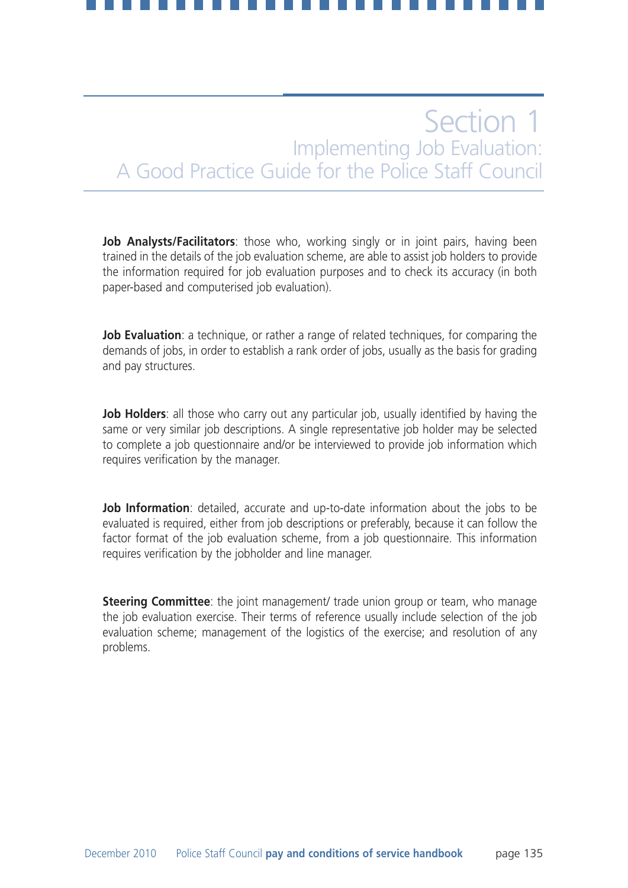# Section 1
## Implementing Job Evaluation: A Good Practice Guide for the Police Staff Council

**Job Analysts/Facilitators**: those who, working singly or in joint pairs, having been trained in the details of the job evaluation scheme, are able to assist job holders to provide the information required for job evaluation purposes and to check its accuracy (in both paper-based and computerised job evaluation).

**Job Evaluation**: a technique, or rather a range of related techniques, for comparing the demands of jobs, in order to establish a rank order of jobs, usually as the basis for grading and pay structures.

**Job Holders**: all those who carry out any particular job, usually identified by having the same or very similar job descriptions. A single representative job holder may be selected to complete a job questionnaire and/or be interviewed to provide job information which requires verification by the manager.

**Job Information**: detailed, accurate and up-to-date information about the jobs to be evaluated is required, either from job descriptions or preferably, because it can follow the factor format of the job evaluation scheme, from a job questionnaire. This information requires verification by the jobholder and line manager.

**Steering Committee**: the joint management/ trade union group or team, who manage the job evaluation exercise. Their terms of reference usually include selection of the job evaluation scheme; management of the logistics of the exercise; and resolution of any problems.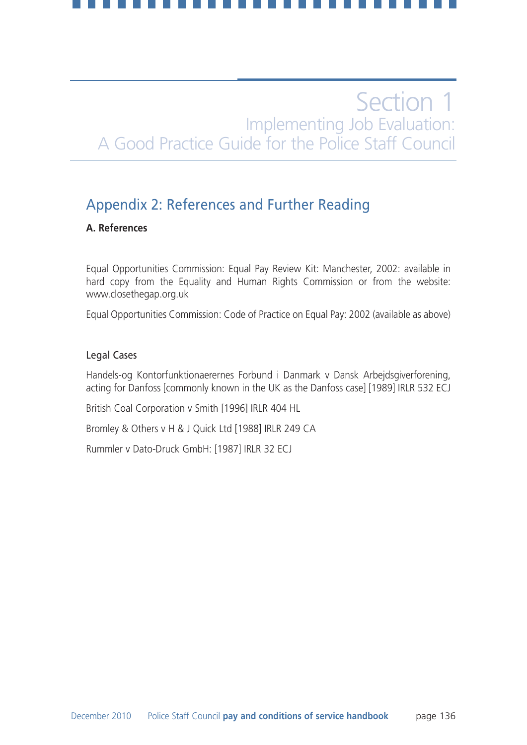# Section 1
## Implementing Job Evaluation: A Good Practice Guide for the Police Staff Council

## Appendix 2: References and Further Reading

**A. References**

Equal Opportunities Commission: Equal Pay Review Kit: Manchester, 2002: available in hard copy from the Equality and Human Rights Commission or from the website: www.closethegap.org.uk

Equal Opportunities Commission: Code of Practice on Equal Pay: 2002 (available as above)

Legal Cases

Handels-og Kontorfunktionaerernes Forbund i Danmark v Dansk Arbejdsgiverforening, acting for Danfoss [commonly known in the UK as the Danfoss case] [1989] IRLR 532 ECJ

British Coal Corporation v Smith [1996] IRLR 404 HL

Bromley & Others v H & J Quick Ltd [1988] IRLR 249 CA

Rummler v Dato-Druck GmbH: [1987] IRLR 32 ECJ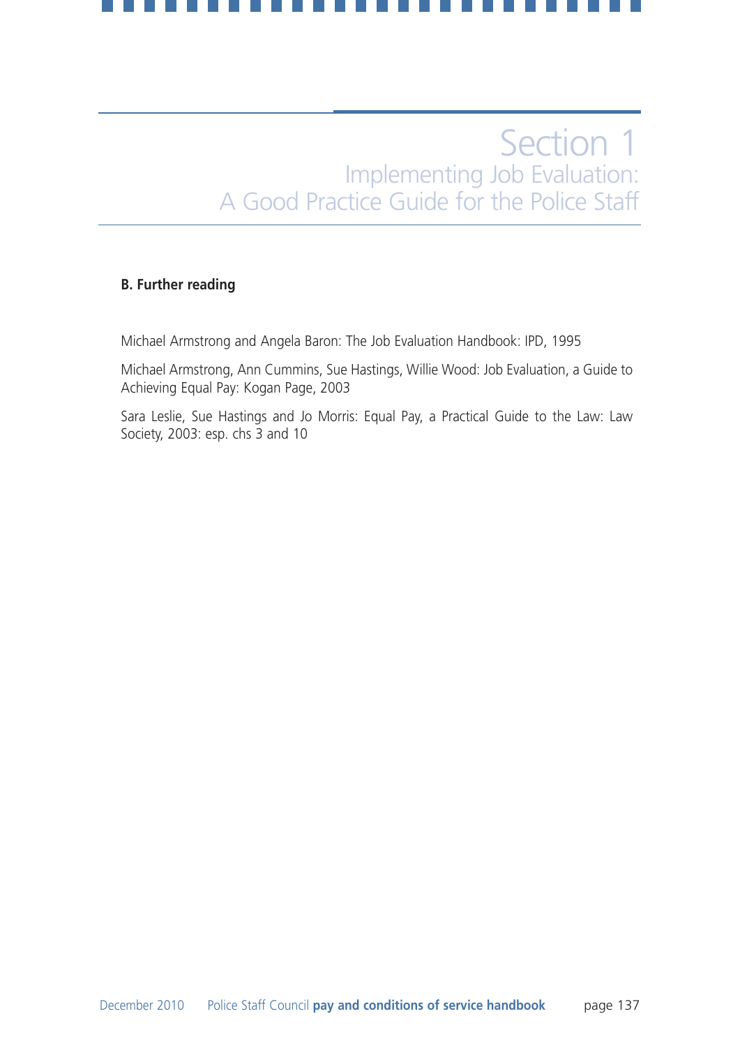# Section 1
## Implementing Job Evaluation: A Good Practice Guide for the Police Staff

**B. Further reading**

Michael Armstrong and Angela Baron: The Job Evaluation Handbook: IPD, 1995

Michael Armstrong, Ann Cummins, Sue Hastings, Willie Wood: Job Evaluation, a Guide to Achieving Equal Pay: Kogan Page, 2003

Sara Leslie, Sue Hastings and Jo Morris: Equal Pay, a Practical Guide to the Law: Law Society, 2003: esp. chs 3 and 10